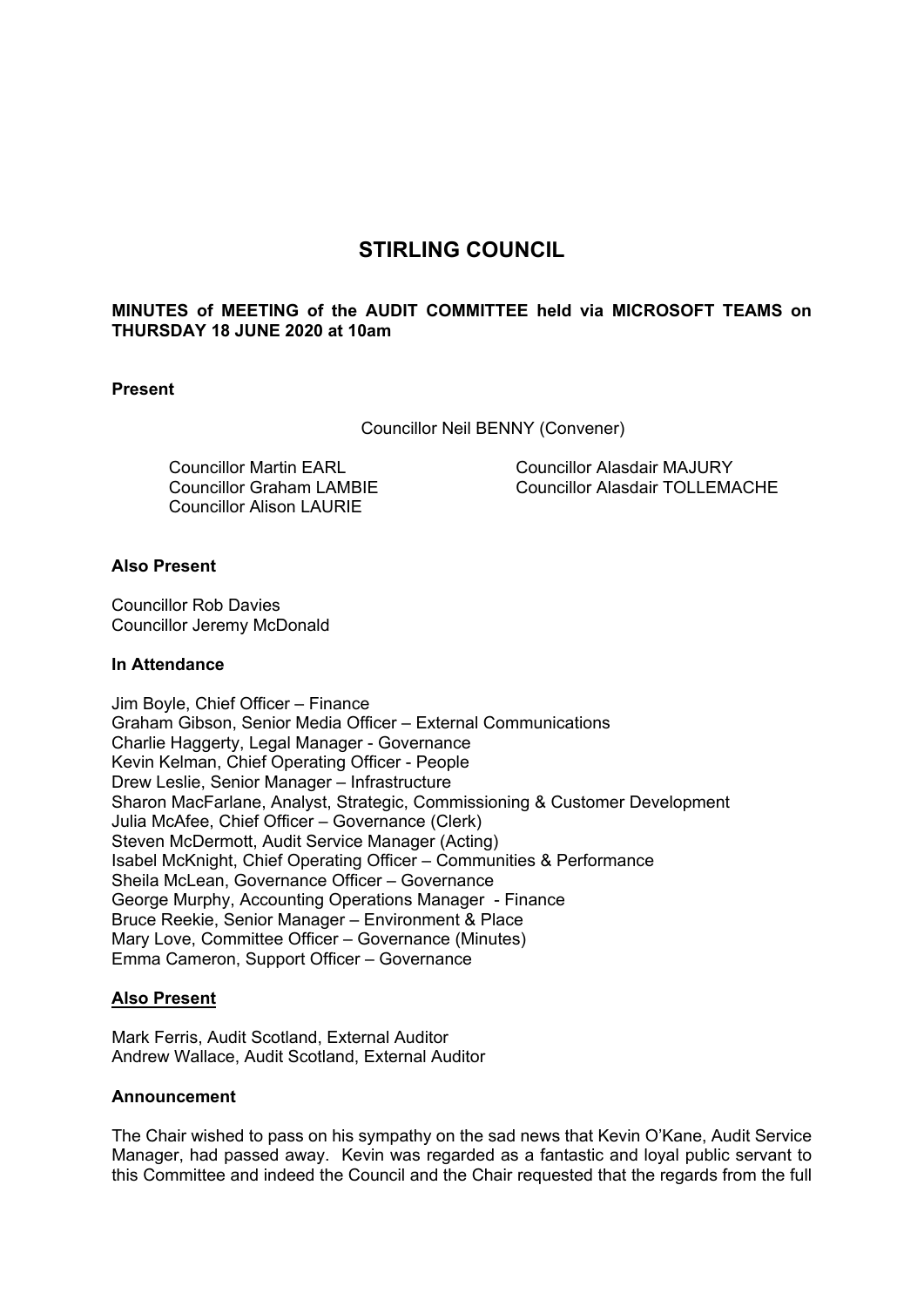# STIRLING COUNCIL

**MINUTES of MEETING of the AUDIT COMMITTEE held via MICROSOFT TEAMS on THURSDAY 18 JUNE 2020 at 10am**

**Present**

Councillor Neil BENNY (Convener)

Councillor Martin EARL
Councillor Graham LAMBIE
Councillor Alison LAURIE
Councillor Alasdair MAJURY
Councillor Alasdair TOLLEMACHE

**Also Present**

Councillor Rob Davies
Councillor Jeremy McDonald

**In Attendance**

Jim Boyle, Chief Officer – Finance
Graham Gibson, Senior Media Officer – External Communications
Charlie Haggerty, Legal Manager - Governance
Kevin Kelman, Chief Operating Officer - People
Drew Leslie, Senior Manager – Infrastructure
Sharon MacFarlane, Analyst, Strategic, Commissioning & Customer Development
Julia McAfee, Chief Officer – Governance (Clerk)
Steven McDermott, Audit Service Manager (Acting)
Isabel McKnight, Chief Operating Officer – Communities & Performance
Sheila McLean, Governance Officer – Governance
George Murphy, Accounting Operations Manager - Finance
Bruce Reekie, Senior Manager – Environment & Place
Mary Love, Committee Officer – Governance (Minutes)
Emma Cameron, Support Officer – Governance

**Also Present**

Mark Ferris, Audit Scotland, External Auditor
Andrew Wallace, Audit Scotland, External Auditor

**Announcement**

The Chair wished to pass on his sympathy on the sad news that Kevin O'Kane, Audit Service Manager, had passed away. Kevin was regarded as a fantastic and loyal public servant to this Committee and indeed the Council and the Chair requested that the regards from the full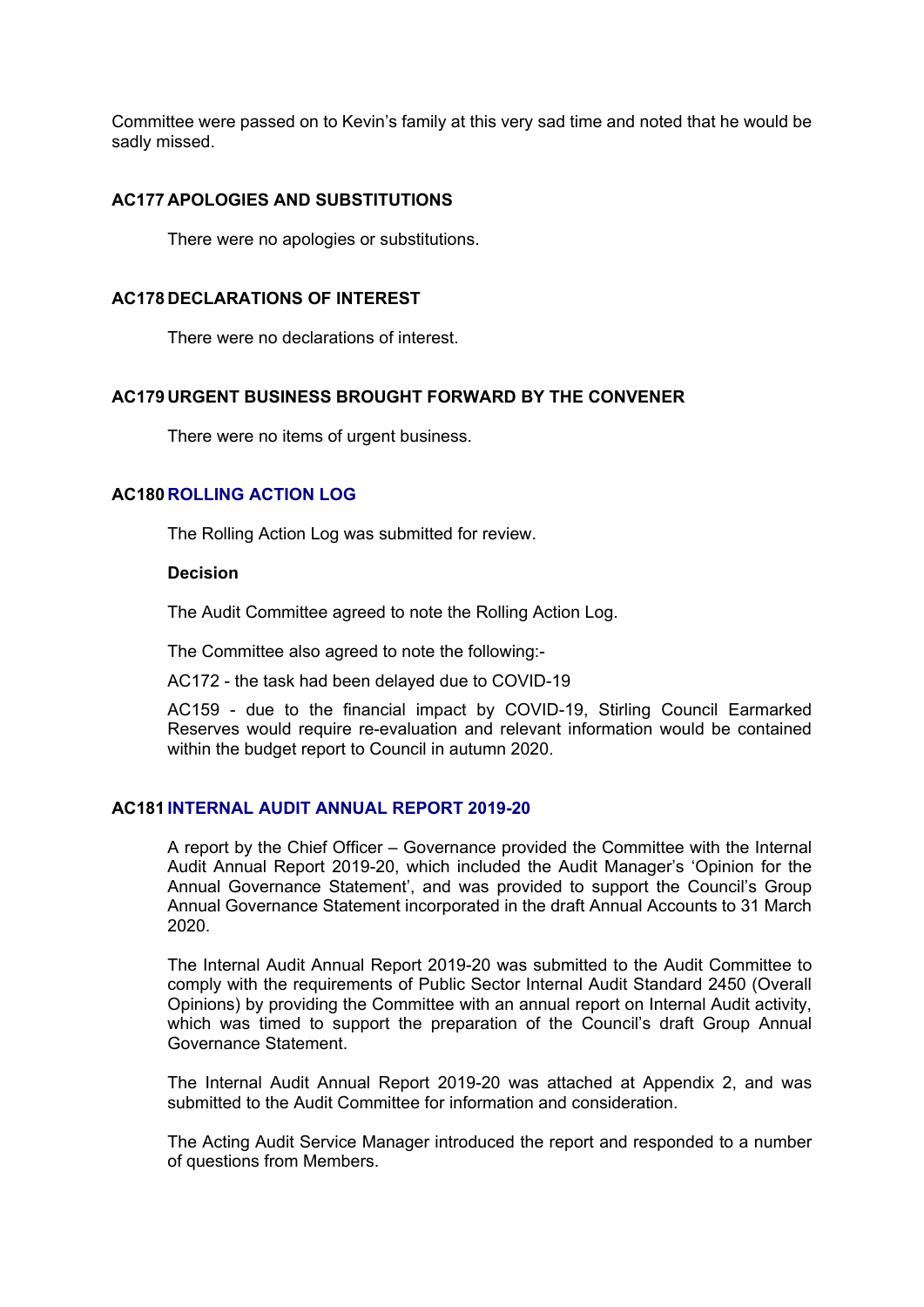Committee were passed on to Kevin's family at this very sad time and noted that he would be sadly missed.

## AC177 APOLOGIES AND SUBSTITUTIONS

There were no apologies or substitutions.

## AC178 DECLARATIONS OF INTEREST

There were no declarations of interest.

## AC179 URGENT BUSINESS BROUGHT FORWARD BY THE CONVENER

There were no items of urgent business.

## AC180 ROLLING ACTION LOG

The Rolling Action Log was submitted for review.

**Decision**

The Audit Committee agreed to note the Rolling Action Log.

The Committee also agreed to note the following:-

AC172 - the task had been delayed due to COVID-19

AC159 - due to the financial impact by COVID-19, Stirling Council Earmarked Reserves would require re-evaluation and relevant information would be contained within the budget report to Council in autumn 2020.

## AC181 INTERNAL AUDIT ANNUAL REPORT 2019-20

A report by the Chief Officer – Governance provided the Committee with the Internal Audit Annual Report 2019-20, which included the Audit Manager's 'Opinion for the Annual Governance Statement', and was provided to support the Council's Group Annual Governance Statement incorporated in the draft Annual Accounts to 31 March 2020.

The Internal Audit Annual Report 2019-20 was submitted to the Audit Committee to comply with the requirements of Public Sector Internal Audit Standard 2450 (Overall Opinions) by providing the Committee with an annual report on Internal Audit activity, which was timed to support the preparation of the Council's draft Group Annual Governance Statement.

The Internal Audit Annual Report 2019-20 was attached at Appendix 2, and was submitted to the Audit Committee for information and consideration.

The Acting Audit Service Manager introduced the report and responded to a number of questions from Members.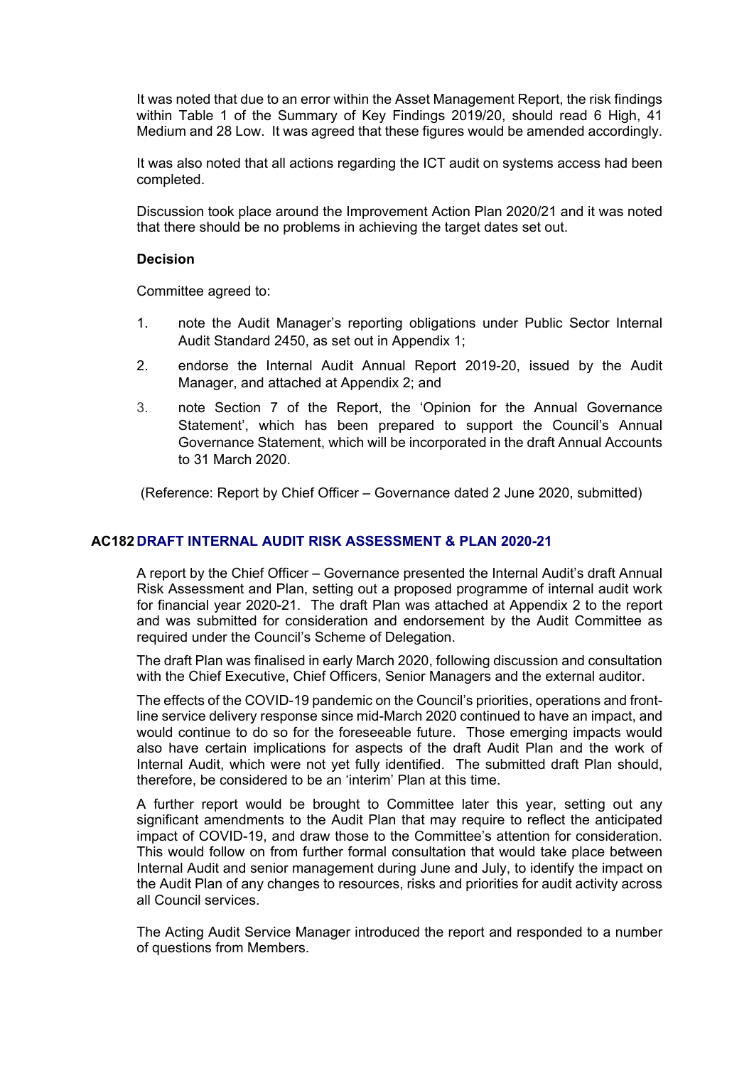It was noted that due to an error within the Asset Management Report, the risk findings within Table 1 of the Summary of Key Findings 2019/20, should read 6 High, 41 Medium and 28 Low. It was agreed that these figures would be amended accordingly.

It was also noted that all actions regarding the ICT audit on systems access had been completed.

Discussion took place around the Improvement Action Plan 2020/21 and it was noted that there should be no problems in achieving the target dates set out.

**Decision**

Committee agreed to:

1. note the Audit Manager's reporting obligations under Public Sector Internal Audit Standard 2450, as set out in Appendix 1;
2. endorse the Internal Audit Annual Report 2019-20, issued by the Audit Manager, and attached at Appendix 2; and
3. note Section 7 of the Report, the 'Opinion for the Annual Governance Statement', which has been prepared to support the Council's Annual Governance Statement, which will be incorporated in the draft Annual Accounts to 31 March 2020.

(Reference: Report by Chief Officer – Governance dated 2 June 2020, submitted)

## AC182 DRAFT INTERNAL AUDIT RISK ASSESSMENT & PLAN 2020-21

A report by the Chief Officer – Governance presented the Internal Audit's draft Annual Risk Assessment and Plan, setting out a proposed programme of internal audit work for financial year 2020-21. The draft Plan was attached at Appendix 2 to the report and was submitted for consideration and endorsement by the Audit Committee as required under the Council's Scheme of Delegation.

The draft Plan was finalised in early March 2020, following discussion and consultation with the Chief Executive, Chief Officers, Senior Managers and the external auditor.

The effects of the COVID-19 pandemic on the Council's priorities, operations and front-line service delivery response since mid-March 2020 continued to have an impact, and would continue to do so for the foreseeable future. Those emerging impacts would also have certain implications for aspects of the draft Audit Plan and the work of Internal Audit, which were not yet fully identified. The submitted draft Plan should, therefore, be considered to be an 'interim' Plan at this time.

A further report would be brought to Committee later this year, setting out any significant amendments to the Audit Plan that may require to reflect the anticipated impact of COVID-19, and draw those to the Committee's attention for consideration. This would follow on from further formal consultation that would take place between Internal Audit and senior management during June and July, to identify the impact on the Audit Plan of any changes to resources, risks and priorities for audit activity across all Council services.

The Acting Audit Service Manager introduced the report and responded to a number of questions from Members.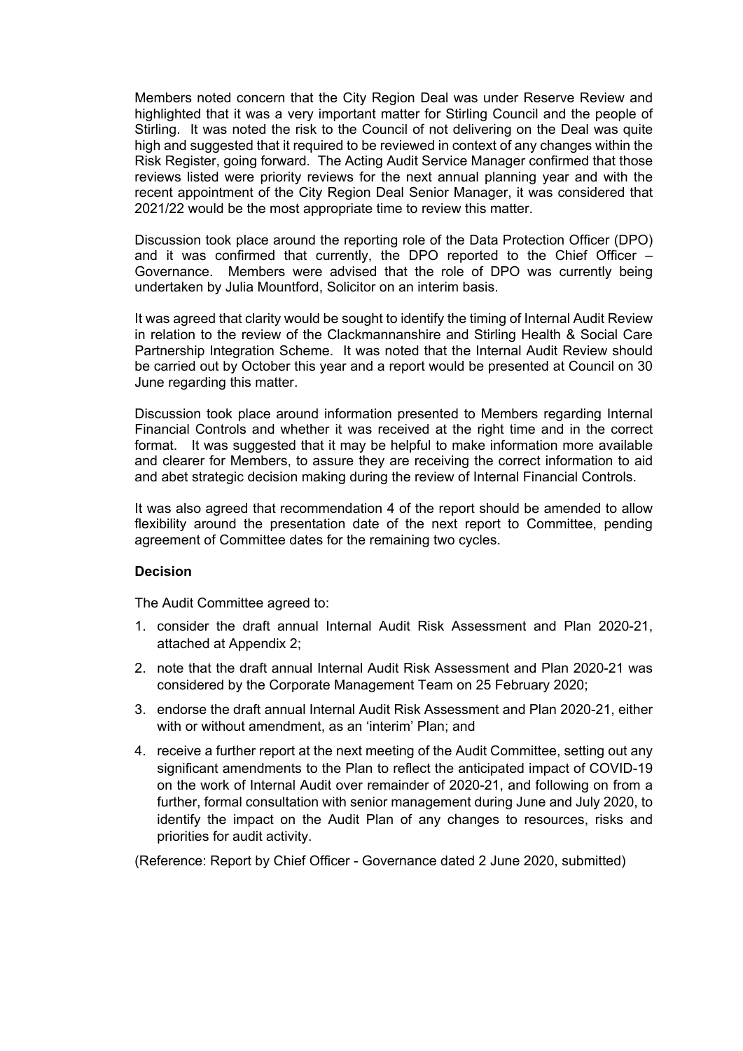Members noted concern that the City Region Deal was under Reserve Review and highlighted that it was a very important matter for Stirling Council and the people of Stirling. It was noted the risk to the Council of not delivering on the Deal was quite high and suggested that it required to be reviewed in context of any changes within the Risk Register, going forward. The Acting Audit Service Manager confirmed that those reviews listed were priority reviews for the next annual planning year and with the recent appointment of the City Region Deal Senior Manager, it was considered that 2021/22 would be the most appropriate time to review this matter.

Discussion took place around the reporting role of the Data Protection Officer (DPO) and it was confirmed that currently, the DPO reported to the Chief Officer – Governance. Members were advised that the role of DPO was currently being undertaken by Julia Mountford, Solicitor on an interim basis.

It was agreed that clarity would be sought to identify the timing of Internal Audit Review in relation to the review of the Clackmannanshire and Stirling Health & Social Care Partnership Integration Scheme. It was noted that the Internal Audit Review should be carried out by October this year and a report would be presented at Council on 30 June regarding this matter.

Discussion took place around information presented to Members regarding Internal Financial Controls and whether it was received at the right time and in the correct format. It was suggested that it may be helpful to make information more available and clearer for Members, to assure they are receiving the correct information to aid and abet strategic decision making during the review of Internal Financial Controls.

It was also agreed that recommendation 4 of the report should be amended to allow flexibility around the presentation date of the next report to Committee, pending agreement of Committee dates for the remaining two cycles.

**Decision**

The Audit Committee agreed to:

1. consider the draft annual Internal Audit Risk Assessment and Plan 2020-21, attached at Appendix 2;
2. note that the draft annual Internal Audit Risk Assessment and Plan 2020-21 was considered by the Corporate Management Team on 25 February 2020;
3. endorse the draft annual Internal Audit Risk Assessment and Plan 2020-21, either with or without amendment, as an 'interim' Plan; and
4. receive a further report at the next meeting of the Audit Committee, setting out any significant amendments to the Plan to reflect the anticipated impact of COVID-19 on the work of Internal Audit over remainder of 2020-21, and following on from a further, formal consultation with senior management during June and July 2020, to identify the impact on the Audit Plan of any changes to resources, risks and priorities for audit activity.

(Reference: Report by Chief Officer - Governance dated 2 June 2020, submitted)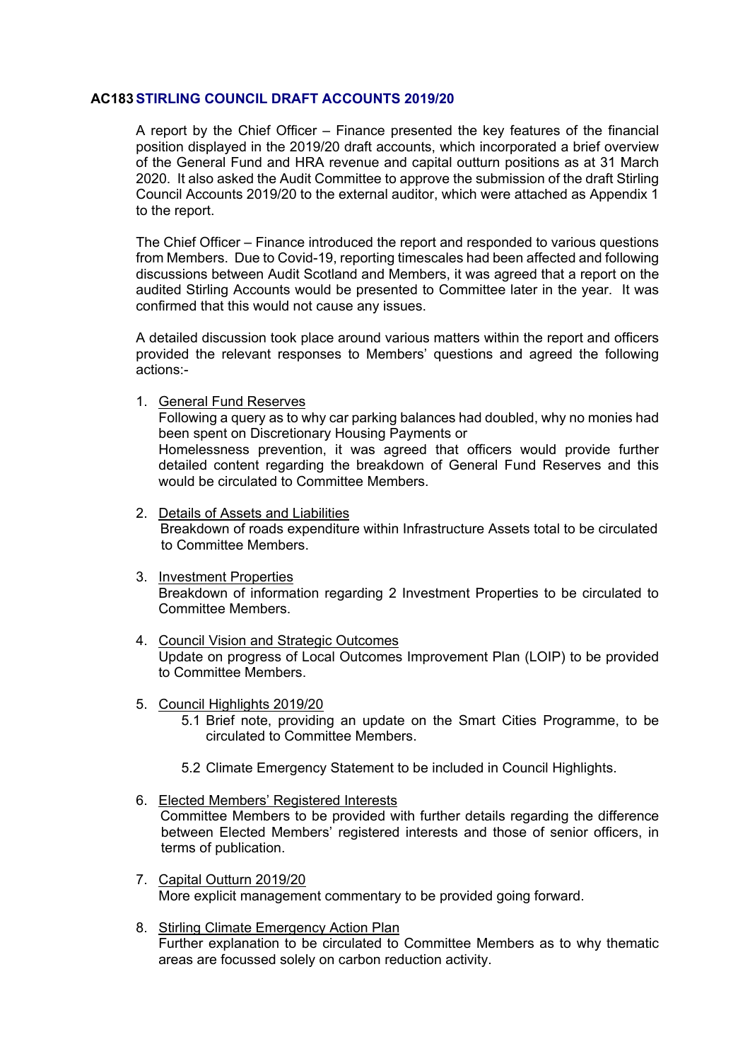## AC183 STIRLING COUNCIL DRAFT ACCOUNTS 2019/20

A report by the Chief Officer – Finance presented the key features of the financial position displayed in the 2019/20 draft accounts, which incorporated a brief overview of the General Fund and HRA revenue and capital outturn positions as at 31 March 2020. It also asked the Audit Committee to approve the submission of the draft Stirling Council Accounts 2019/20 to the external auditor, which were attached as Appendix 1 to the report.

The Chief Officer – Finance introduced the report and responded to various questions from Members. Due to Covid-19, reporting timescales had been affected and following discussions between Audit Scotland and Members, it was agreed that a report on the audited Stirling Accounts would be presented to Committee later in the year. It was confirmed that this would not cause any issues.

A detailed discussion took place around various matters within the report and officers provided the relevant responses to Members' questions and agreed the following actions:-

1. General Fund Reserves
   Following a query as to why car parking balances had doubled, why no monies had been spent on Discretionary Housing Payments or
   Homelessness prevention, it was agreed that officers would provide further detailed content regarding the breakdown of General Fund Reserves and this would be circulated to Committee Members.

2. Details of Assets and Liabilities
   Breakdown of roads expenditure within Infrastructure Assets total to be circulated to Committee Members.

3. Investment Properties
   Breakdown of information regarding 2 Investment Properties to be circulated to Committee Members.

4. Council Vision and Strategic Outcomes
   Update on progress of Local Outcomes Improvement Plan (LOIP) to be provided to Committee Members.

5. Council Highlights 2019/20
   - 5.1 Brief note, providing an update on the Smart Cities Programme, to be circulated to Committee Members.
   - 5.2 Climate Emergency Statement to be included in Council Highlights.

6. Elected Members' Registered Interests
   Committee Members to be provided with further details regarding the difference between Elected Members' registered interests and those of senior officers, in terms of publication.

7. Capital Outturn 2019/20
   More explicit management commentary to be provided going forward.

8. Stirling Climate Emergency Action Plan
   Further explanation to be circulated to Committee Members as to why thematic areas are focussed solely on carbon reduction activity.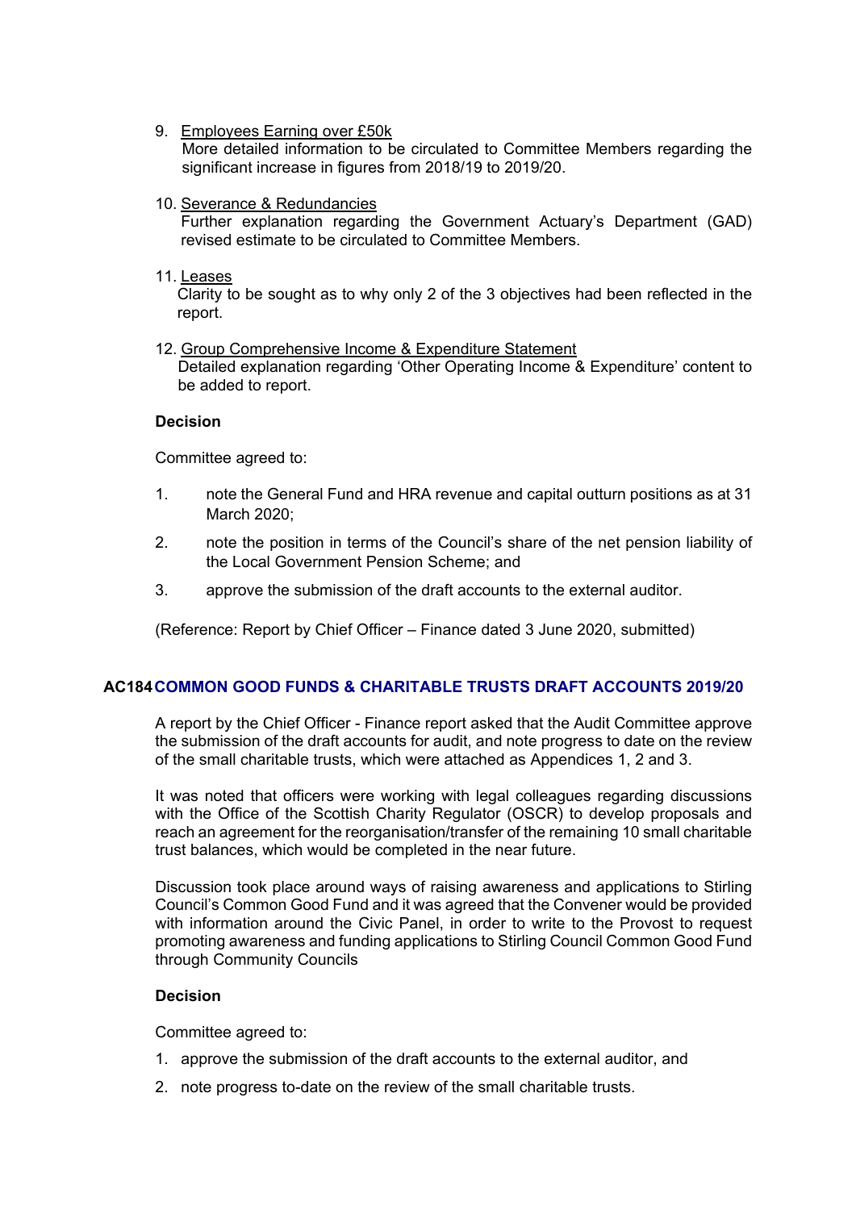9. Employees Earning over £50k
   More detailed information to be circulated to Committee Members regarding the significant increase in figures from 2018/19 to 2019/20.

10. Severance & Redundancies
    Further explanation regarding the Government Actuary's Department (GAD) revised estimate to be circulated to Committee Members.

11. Leases
    Clarity to be sought as to why only 2 of the 3 objectives had been reflected in the report.

12. Group Comprehensive Income & Expenditure Statement
    Detailed explanation regarding 'Other Operating Income & Expenditure' content to be added to report.

**Decision**

Committee agreed to:

1. note the General Fund and HRA revenue and capital outturn positions as at 31 March 2020;
2. note the position in terms of the Council's share of the net pension liability of the Local Government Pension Scheme; and
3. approve the submission of the draft accounts to the external auditor.

(Reference: Report by Chief Officer – Finance dated 3 June 2020, submitted)

## AC184 COMMON GOOD FUNDS & CHARITABLE TRUSTS DRAFT ACCOUNTS 2019/20

A report by the Chief Officer - Finance report asked that the Audit Committee approve the submission of the draft accounts for audit, and note progress to date on the review of the small charitable trusts, which were attached as Appendices 1, 2 and 3.

It was noted that officers were working with legal colleagues regarding discussions with the Office of the Scottish Charity Regulator (OSCR) to develop proposals and reach an agreement for the reorganisation/transfer of the remaining 10 small charitable trust balances, which would be completed in the near future.

Discussion took place around ways of raising awareness and applications to Stirling Council's Common Good Fund and it was agreed that the Convener would be provided with information around the Civic Panel, in order to write to the Provost to request promoting awareness and funding applications to Stirling Council Common Good Fund through Community Councils

**Decision**

Committee agreed to:

1. approve the submission of the draft accounts to the external auditor, and
2. note progress to-date on the review of the small charitable trusts.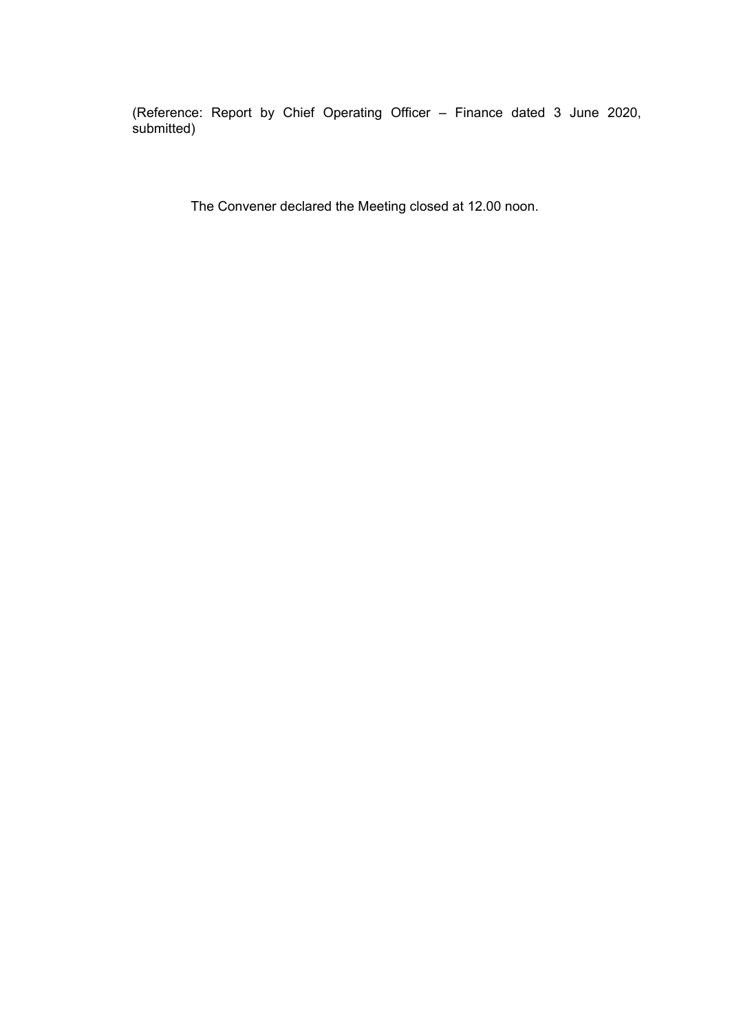(Reference: Report by Chief Operating Officer – Finance dated 3 June 2020, submitted)

The Convener declared the Meeting closed at 12.00 noon.